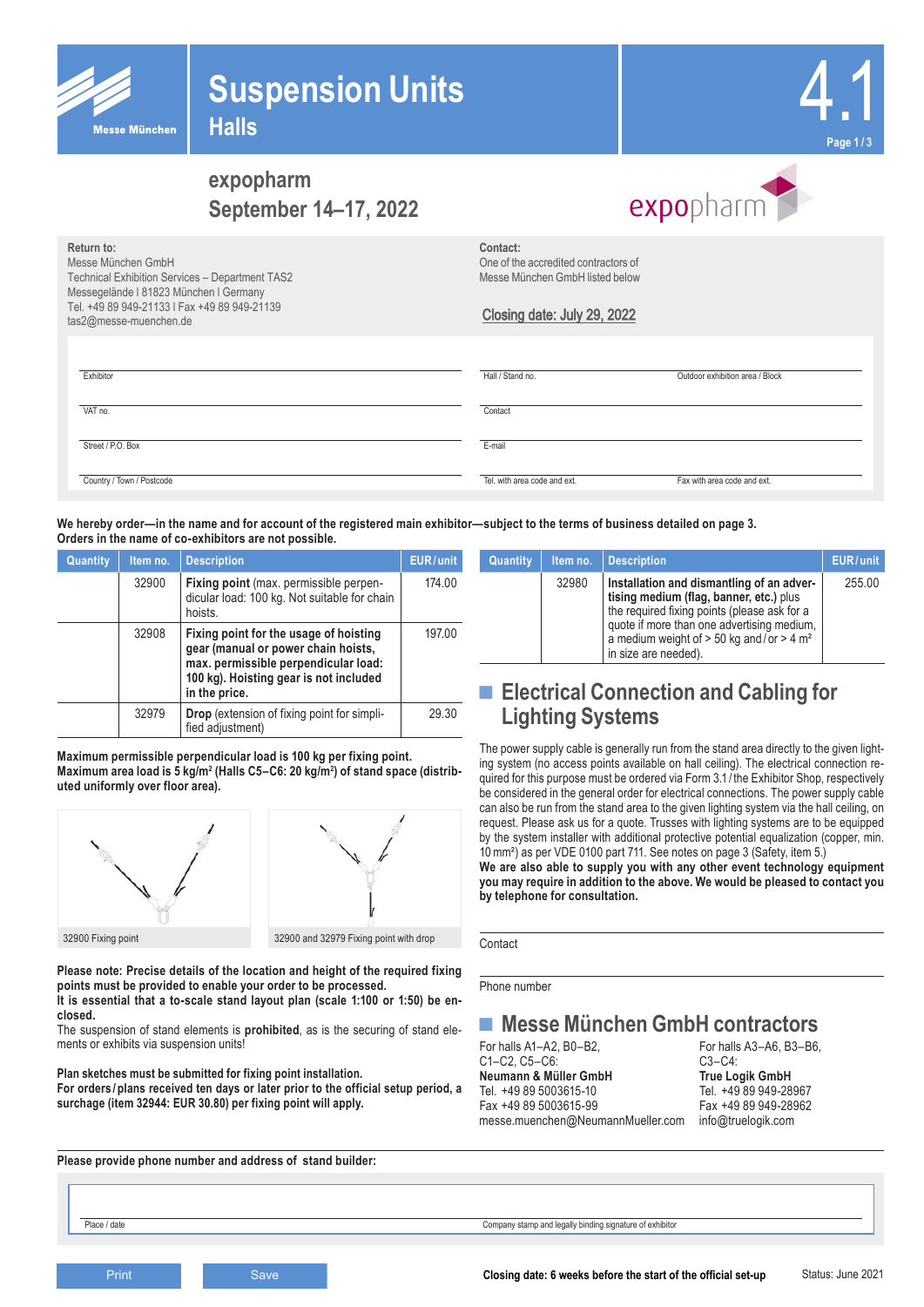# Suspension Units

## Halls

**expopharm**
**September 14–17, 2022**

**Return to:**
Messe München GmbH
Technical Exhibition Services – Department TAS2
Messegelände I 81823 München I Germany
Tel. +49 89 949-21133 I Fax +49 89 949-21139
tas2@messe-muenchen.de

**Contact:**
One of the accredited contractors of Messe München GmbH listed below

Closing date: July 29, 2022

Exhibitor
VAT no.
Street / P.O. Box
Country / Town / Postcode

Hall / Stand no.
Outdoor exhibition area / Block
Contact
E-mail
Tel. with area code and ext.
Fax with area code and ext.

**We hereby order—in the name and for account of the registered main exhibitor—subject to the terms of business detailed on page 3. Orders in the name of co-exhibitors are not possible.**

| Quantity | Item no. | Description | EUR/unit |
|---|---|---|---|
| | 32900 | **Fixing point** (max. permissible perpendicular load: 100 kg. Not suitable for chain hoists. | 174.00 |
| | 32908 | **Fixing point for the usage of hoisting gear (manual or power chain hoists, max. permissible perpendicular load: 100 kg). Hoisting gear is not included in the price.** | 197.00 |
| | 32979 | **Drop** (extension of fixing point for simplified adjustment) | 29.30 |
| | 32980 | **Installation and dismantling of an advertising medium (flag, banner, etc.)** plus the required fixing points (please ask for a quote if more than one advertising medium, a medium weight of > 50 kg and / or > 4 m² in size are needed). | 255.00 |

**Maximum permissible perpendicular load is 100 kg per fixing point. Maximum area load is 5 kg/m² (Halls C5–C6: 20 kg/m²) of stand space (distributed uniformly over floor area).**

32900 Fixing point

32900 and 32979 Fixing point with drop

**Please note: Precise details of the location and height of the required fixing points must be provided to enable your order to be processed.**
**It is essential that a to-scale stand layout plan (scale 1:100 or 1:50) be enclosed.**
The suspension of stand elements is **prohibited**, as is the securing of stand elements or exhibits via suspension units!

**Plan sketches must be submitted for fixing point installation.**
**For orders / plans received ten days or later prior to the official setup period, a surcharge (item 32944: EUR 30.80) per fixing point will apply.**

## Electrical Connection and Cabling for Lighting Systems

The power supply cable is generally run from the stand area directly to the given lighting system (no access points available on hall ceiling). The electrical connection required for this purpose must be ordered via Form 3.1 / the Exhibitor Shop, respectively be considered in the general order for electrical connections. The power supply cable can also be run from the stand area to the given lighting system via the hall ceiling, on request. Please ask us for a quote. Trusses with lighting systems are to be equipped by the system installer with additional protective potential equalization (copper, min. 10 mm²) as per VDE 0100 part 711. See notes on page 3 (Safety, item 5.)
**We are also able to supply you with any other event technology equipment you may require in addition to the above. We would be pleased to contact you by telephone for consultation.**

Contact

Phone number

## Messe München GmbH contractors

For halls A1–A2, B0–B2, C1–C2, C5–C6:
**Neumann & Müller GmbH**
Tel. +49 89 5003615-10
Fax +49 89 5003615-99
messe.muenchen@NeumannMueller.com

For halls A3–A6, B3–B6, C3–C4:
**True Logik GmbH**
Tel. +49 89 949-28967
Fax +49 89 949-28962
info@truelogik.com

**Please provide phone number and address of stand builder:**

Place / date
Company stamp and legally binding signature of exhibitor

**Closing date: 6 weeks before the start of the official set-up**

Status: June 2021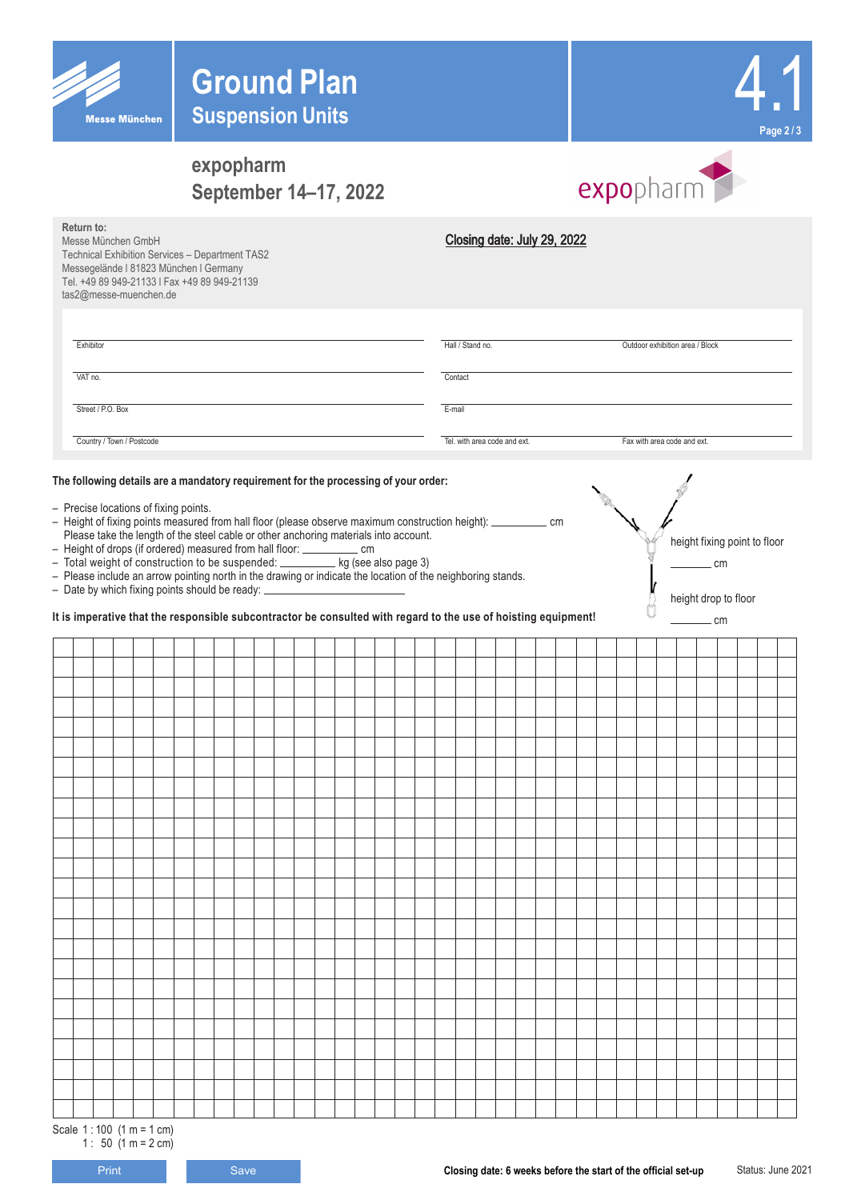# Ground Plan
## Suspension Units

4.1

Messe München

**expopharm**
**September 14–17, 2022**

expopharm

**Return to:**
Messe München GmbH
Technical Exhibition Services – Department TAS2
Messegelände I 81823 München I Germany
Tel. +49 89 949-21133 I Fax +49 89 949-21139
tas2@messe-muenchen.de

**Closing date: July 29, 2022**

| | | |
|---|---|---|
| Exhibitor | Hall / Stand no. | Outdoor exhibition area / Block |
| VAT no. | Contact | |
| Street / P.O. Box | E-mail | |
| Country / Town / Postcode | Tel. with area code and ext. | Fax with area code and ext. |

**The following details are a mandatory requirement for the processing of your order:**

- Precise locations of fixing points.
- Height of fixing points measured from hall floor (please observe maximum construction height): __________ cm
  Please take the length of the steel cable or other anchoring materials into account.
- Height of drops (if ordered) measured from hall floor: __________ cm
- Total weight of construction to be suspended: __________ kg (see also page 3)
- Please include an arrow pointing north in the drawing or indicate the location of the neighboring stands.
- Date by which fixing points should be ready: ____________________

height fixing point to floor
________ cm

height drop to floor
________ cm

**It is imperative that the responsible subcontractor be consulted with regard to the use of hoisting equipment!**

Scale 1 : 100 (1 m = 1 cm)
1 : 50 (1 m = 2 cm)

Print    Save

**Closing date: 6 weeks before the start of the official set-up**

Status: June 2021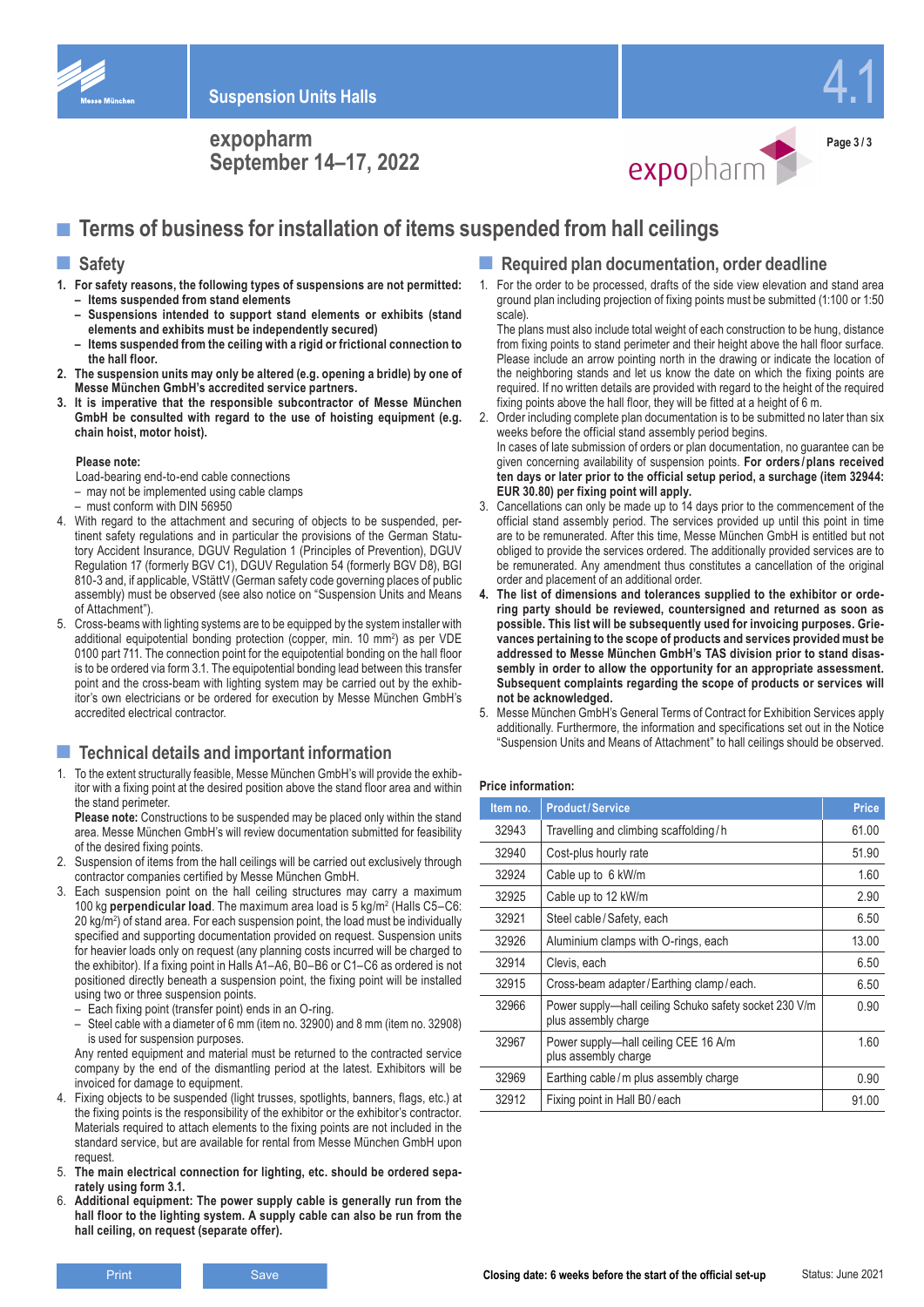# Suspension Units Halls

**expopharm**
**September 14–17, 2022**

## Terms of business for installation of items suspended from hall ceilings

### Safety

1. **For safety reasons, the following types of suspensions are not permitted:**
   - **Items suspended from stand elements**
   - **Suspensions intended to support stand elements or exhibits (stand elements and exhibits must be independently secured)**
   - **Items suspended from the ceiling with a rigid or frictional connection to the hall floor.**
2. **The suspension units may only be altered (e.g. opening a bridle) by one of Messe München GmbH's accredited service partners.**
3. **It is imperative that the responsible subcontractor of Messe München GmbH be consulted with regard to the use of hoisting equipment (e.g. chain hoist, motor hoist).**

   **Please note:**
   Load-bearing end-to-end cable connections
   - may not be implemented using cable clamps
   - must conform with DIN 56950
4. With regard to the attachment and securing of objects to be suspended, pertinent safety regulations and in particular the provisions of the German Statutory Accident Insurance, DGUV Regulation 1 (Principles of Prevention), DGUV Regulation 17 (formerly BGV C1), DGUV Regulation 54 (formerly BGV D8), BGI 810-3 and, if applicable, VStättV (German safety code governing places of public assembly) must be observed (see also notice on "Suspension Units and Means of Attachment").
5. Cross-beams with lighting systems are to be equipped by the system installer with additional equipotential bonding protection (copper, min. 10 mm²) as per VDE 0100 part 711. The connection point for the equipotential bonding on the hall floor is to be ordered via form 3.1. The equipotential bonding lead between this transfer point and the cross-beam with lighting system may be carried out by the exhibitor's own electricians or be ordered for execution by Messe München GmbH's accredited electrical contractor.

### Technical details and important information

1. To the extent structurally feasible, Messe München GmbH's will provide the exhibitor with a fixing point at the desired position above the stand floor area and within the stand perimeter.
   **Please note:** Constructions to be suspended may be placed only within the stand area. Messe München GmbH's will review documentation submitted for feasibility of the desired fixing points.
2. Suspension of items from the hall ceilings will be carried out exclusively through contractor companies certified by Messe München GmbH.
3. Each suspension point on the hall ceiling structures may carry a maximum 100 kg **perpendicular load**. The maximum area load is 5 kg/m² (Halls C5–C6: 20 kg/m²) of stand area. For each suspension point, the load must be individually specified and supporting documentation provided on request. Suspension units for heavier loads only on request (any planning costs incurred will be charged to the exhibitor). If a fixing point in Halls A1–A6, B0–B6 or C1–C6 as ordered is not positioned directly beneath a suspension point, the fixing point will be installed using two or three suspension points.
   - Each fixing point (transfer point) ends in an O-ring.
   - Steel cable with a diameter of 6 mm (item no. 32900) and 8 mm (item no. 32908) is used for suspension purposes.

   Any rented equipment and material must be returned to the contracted service company by the end of the dismantling period at the latest. Exhibitors will be invoiced for damage to equipment.
4. Fixing objects to be suspended (light trusses, spotlights, banners, flags, etc.) at the fixing points is the responsibility of the exhibitor or the exhibitor's contractor. Materials required to attach elements to the fixing points are not included in the standard service, but are available for rental from Messe München GmbH upon request.
5. **The main electrical connection for lighting, etc. should be ordered separately using form 3.1.**
6. **Additional equipment: The power supply cable is generally run from the hall floor to the lighting system. A supply cable can also be run from the hall ceiling, on request (separate offer).**

### Required plan documentation, order deadline

1. For the order to be processed, drafts of the side view elevation and stand area ground plan including projection of fixing points must be submitted (1:100 or 1:50 scale).
   The plans must also include total weight of each construction to be hung, distance from fixing points to stand perimeter and their height above the hall floor surface. Please include an arrow pointing north in the drawing or indicate the location of the neighboring stands and let us know the date on which the fixing points are required. If no written details are provided with regard to the height of the required fixing points above the hall floor, they will be fitted at a height of 6 m.
2. Order including complete plan documentation is to be submitted no later than six weeks before the official stand assembly period begins.
   In cases of late submission of orders or plan documentation, no guarantee can be given concerning availability of suspension points. **For orders/plans received ten days or later prior to the official setup period, a surcharge (item 32944: EUR 30.80) per fixing point will apply.**
3. Cancellations can only be made up to 14 days prior to the commencement of the official stand assembly period. The services provided up until this point in time are to be remunerated. After this time, Messe München GmbH is entitled but not obliged to provide the services ordered. The additionally provided services are to be remunerated. Any amendment thus constitutes a cancellation of the original order and placement of an additional order.
4. **The list of dimensions and tolerances supplied to the exhibitor or ordering party should be reviewed, countersigned and returned as soon as possible. This list will be subsequently used for invoicing purposes. Grievances pertaining to the scope of products and services provided must be addressed to Messe München GmbH's TAS division prior to stand disassembly in order to allow the opportunity for an appropriate assessment. Subsequent complaints regarding the scope of products or services will not be acknowledged.**
5. Messe München GmbH's General Terms of Contract for Exhibition Services apply additionally. Furthermore, the information and specifications set out in the Notice "Suspension Units and Means of Attachment" to hall ceilings should be observed.

**Price information:**

| Item no. | Product/Service | Price |
|---|---|---|
| 32943 | Travelling and climbing scaffolding/h | 61.00 |
| 32940 | Cost-plus hourly rate | 51.90 |
| 32924 | Cable up to 6 kW/m | 1.60 |
| 32925 | Cable up to 12 kW/m | 2.90 |
| 32921 | Steel cable/Safety, each | 6.50 |
| 32926 | Aluminium clamps with O-rings, each | 13.00 |
| 32914 | Clevis, each | 6.50 |
| 32915 | Cross-beam adapter/Earthing clamp/each. | 6.50 |
| 32966 | Power supply—hall ceiling Schuko safety socket 230 V/m plus assembly charge | 0.90 |
| 32967 | Power supply—hall ceiling CEE 16 A/m plus assembly charge | 1.60 |
| 32969 | Earthing cable/m plus assembly charge | 0.90 |
| 32912 | Fixing point in Hall B0/each | 91.00 |

**Closing date: 6 weeks before the start of the official set-up**

Status: June 2021